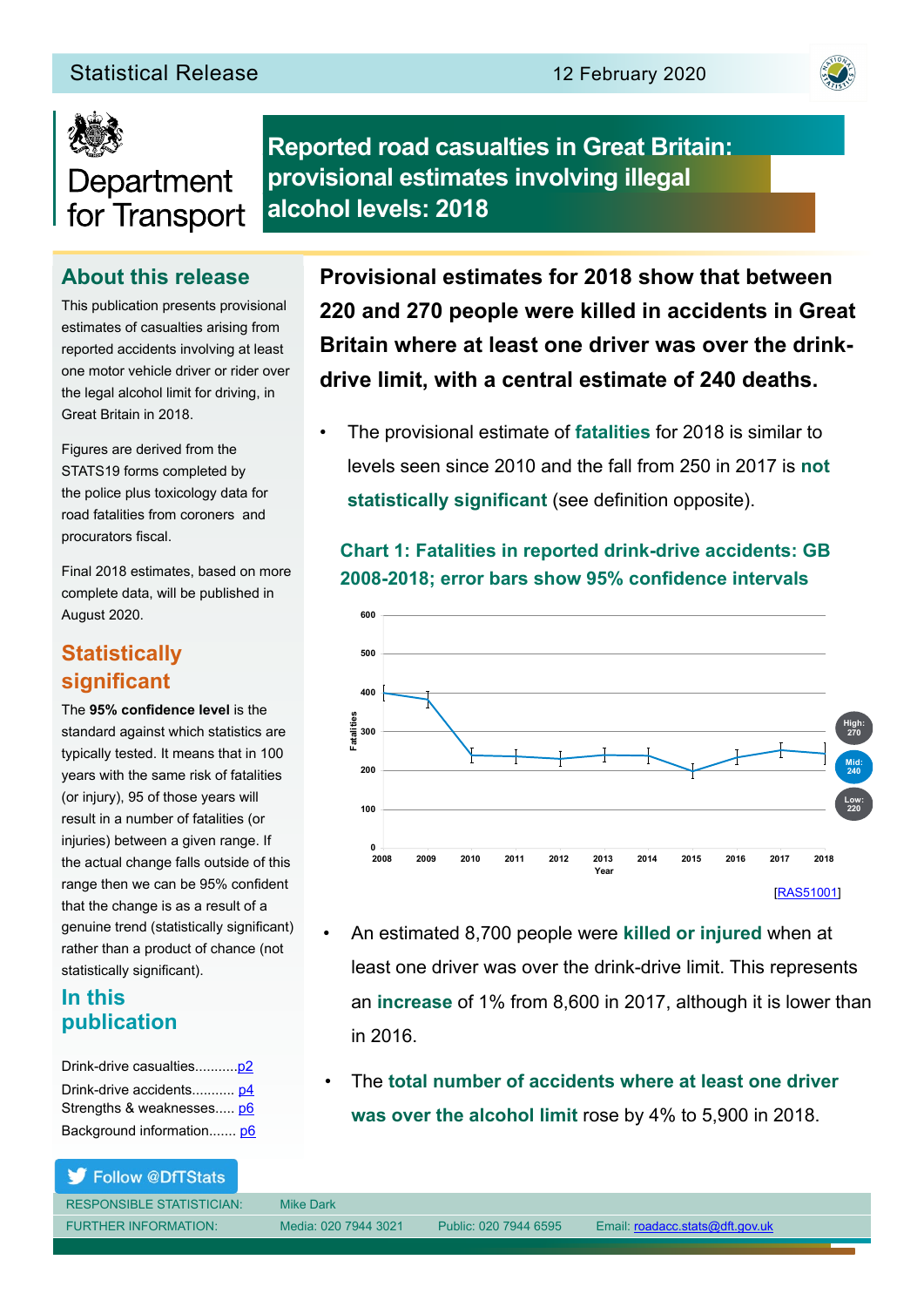Statistical Release — 12 February 2020

Department for Transport

# Reported road casualties in Great Britain: provisional estimates involving illegal alcohol levels: 2018

## About this release

This publication presents provisional estimates of casualties arising from reported accidents involving at least one motor vehicle driver or rider over the legal alcohol limit for driving, in Great Britain in 2018.

Figures are derived from the STATS19 forms completed by the police plus toxicology data for road fatalities from coroners and procurators fiscal.

Final 2018 estimates, based on more complete data, will be published in August 2020.

## Statistically significant

The **95% confidence level** is the standard against which statistics are typically tested. It means that in 100 years with the same risk of fatalities (or injury), 95 of those years will result in a number of fatalities (or injuries) between a given range. If the actual change falls outside of this range then we can be 95% confident that the change is as a result of a genuine trend (statistically significant) rather than a product of chance (not statistically significant).

## In this publication

Drink-drive casualties........... p2
Drink-drive accidents........... p4
Strengths & weaknesses..... p6
Background information....... p6

Follow @DfTStats

**Provisional estimates for 2018 show that between 220 and 270 people were killed in accidents in Great Britain where at least one driver was over the drink-drive limit, with a central estimate of 240 deaths.**

- The provisional estimate of **fatalities** for 2018 is similar to levels seen since 2010 and the fall from 250 in 2017 is **not statistically significant** (see definition opposite).

**Chart 1: Fatalities in reported drink-drive accidents: GB 2008-2018; error bars show 95% confidence intervals**

High: 270
Mid: 240
Low: 220

[RAS51001]

- An estimated 8,700 people were **killed or injured** when at least one driver was over the drink-drive limit. This represents an **increase** of 1% from 8,600 in 2017, although it is lower than in 2016.

- The **total number of accidents where at least one driver was over the alcohol limit** rose by 4% to 5,900 in 2018.

| RESPONSIBLE STATISTICIAN: | Mike Dark | | |
|---|---|---|---|
| FURTHER INFORMATION: | Media: 020 7944 3021 | Public: 020 7944 6595 | Email: roadacc.stats@dft.gov.uk |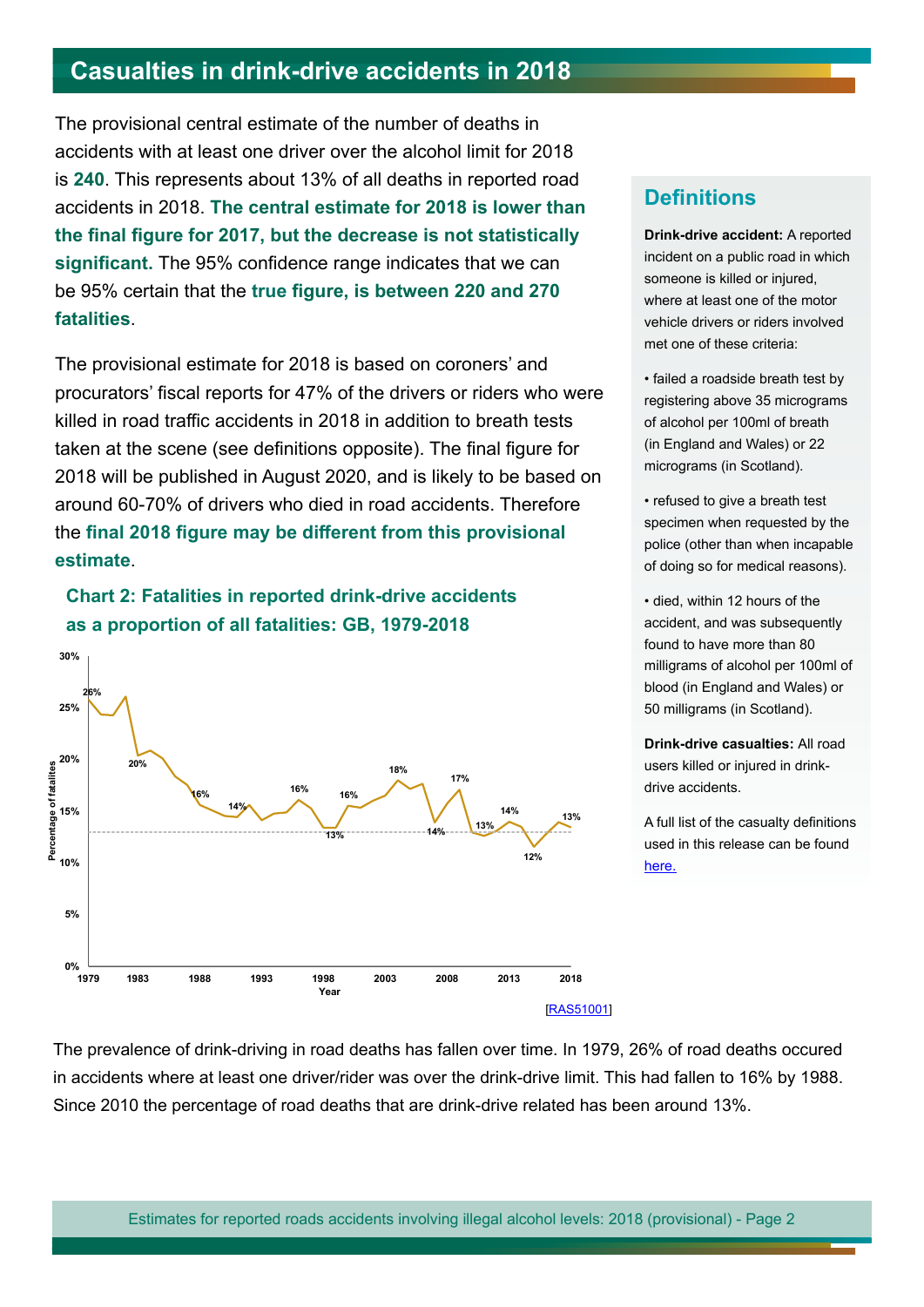## Casualties in drink-drive accidents in 2018

The provisional central estimate of the number of deaths in accidents with at least one driver over the alcohol limit for 2018 is **240**. This represents about 13% of all deaths in reported road accidents in 2018. **The central estimate for 2018 is lower than the final figure for 2017, but the decrease is not statistically significant.** The 95% confidence range indicates that we can be 95% certain that the **true figure, is between 220 and 270 fatalities**.

The provisional estimate for 2018 is based on coroners' and procurators' fiscal reports for 47% of the drivers or riders who were killed in road traffic accidents in 2018 in addition to breath tests taken at the scene (see definitions opposite). The final figure for 2018 will be published in August 2020, and is likely to be based on around 60-70% of drivers who died in road accidents. Therefore the **final 2018 figure may be different from this provisional estimate**.

**Chart 2: Fatalities in reported drink-drive accidents as a proportion of all fatalities: GB, 1979-2018**

[RAS51001]

The prevalence of drink-driving in road deaths has fallen over time. In 1979, 26% of road deaths occured in accidents where at least one driver/rider was over the drink-drive limit. This had fallen to 16% by 1988. Since 2010 the percentage of road deaths that are drink-drive related has been around 13%.

### Definitions

**Drink-drive accident:** A reported incident on a public road in which someone is killed or injured, where at least one of the motor vehicle drivers or riders involved met one of these criteria:

- failed a roadside breath test by registering above 35 micrograms of alcohol per 100ml of breath (in England and Wales) or 22 micrograms (in Scotland).
- refused to give a breath test specimen when requested by the police (other than when incapable of doing so for medical reasons).
- died, within 12 hours of the accident, and was subsequently found to have more than 80 milligrams of alcohol per 100ml of blood (in England and Wales) or 50 milligrams (in Scotland).

**Drink-drive casualties:** All road users killed or injured in drink-drive accidents.

A full list of the casualty definitions used in this release can be found here.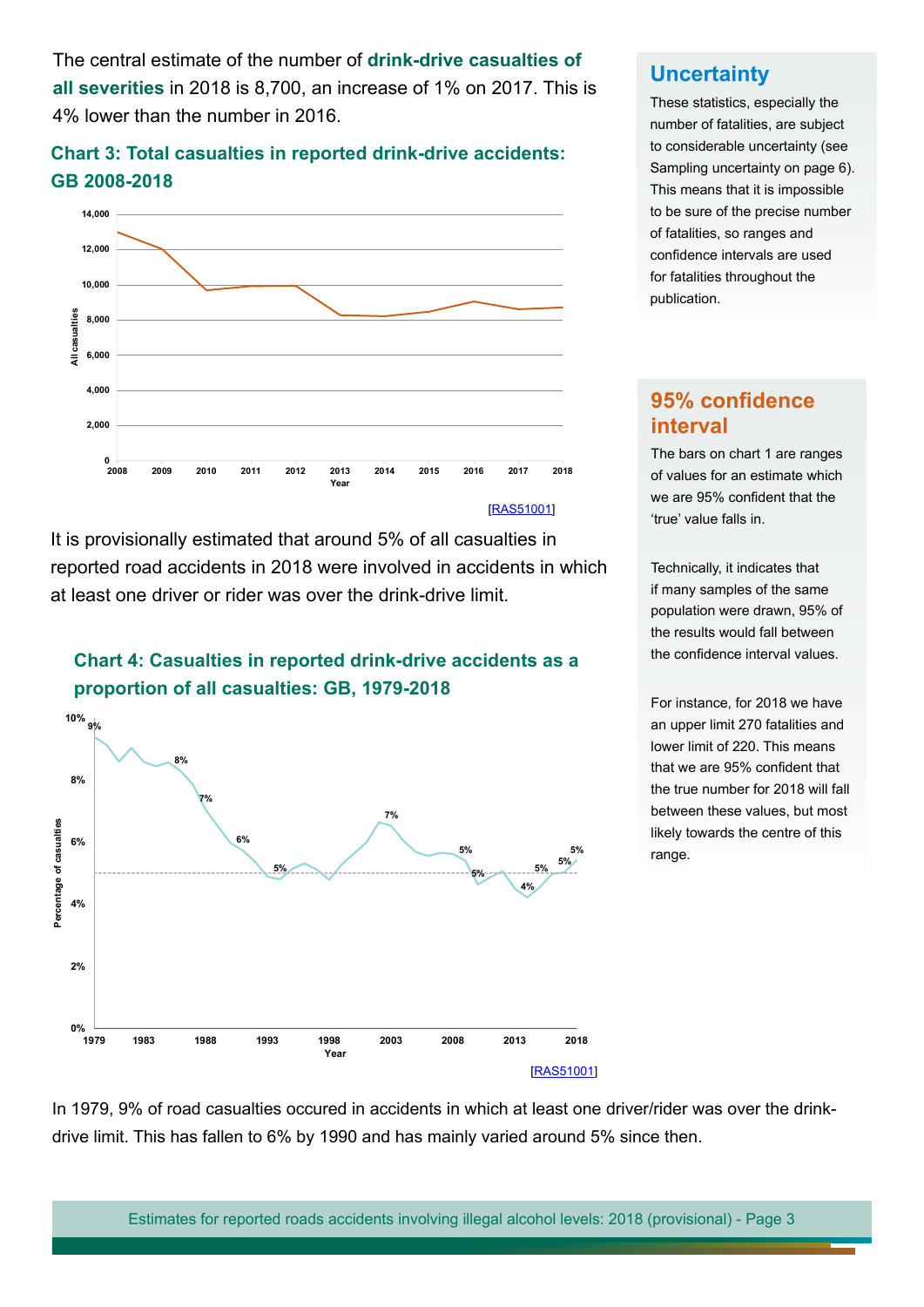The central estimate of the number of **drink-drive casualties of all severities** in 2018 is 8,700, an increase of 1% on 2017. This is 4% lower than the number in 2016.

### Chart 3: Total casualties in reported drink-drive accidents: GB 2008-2018

[RAS51001]

It is provisionally estimated that around 5% of all casualties in reported road accidents in 2018 were involved in accidents in which at least one driver or rider was over the drink-drive limit.

### Chart 4: Casualties in reported drink-drive accidents as a proportion of all casualties: GB, 1979-2018

[RAS51001]

In 1979, 9% of road casualties occured in accidents in which at least one driver/rider was over the drink-drive limit. This has fallen to 6% by 1990 and has mainly varied around 5% since then.

## Uncertainty

These statistics, especially the number of fatalities, are subject to considerable uncertainty (see Sampling uncertainty on page 6). This means that it is impossible to be sure of the precise number of fatalities, so ranges and confidence intervals are used for fatalities throughout the publication.

## 95% confidence interval

The bars on chart 1 are ranges of values for an estimate which we are 95% confident that the 'true' value falls in.

Technically, it indicates that if many samples of the same population were drawn, 95% of the results would fall between the confidence interval values.

For instance, for 2018 we have an upper limit 270 fatalities and lower limit of 220. This means that we are 95% confident that the true number for 2018 will fall between these values, but most likely towards the centre of this range.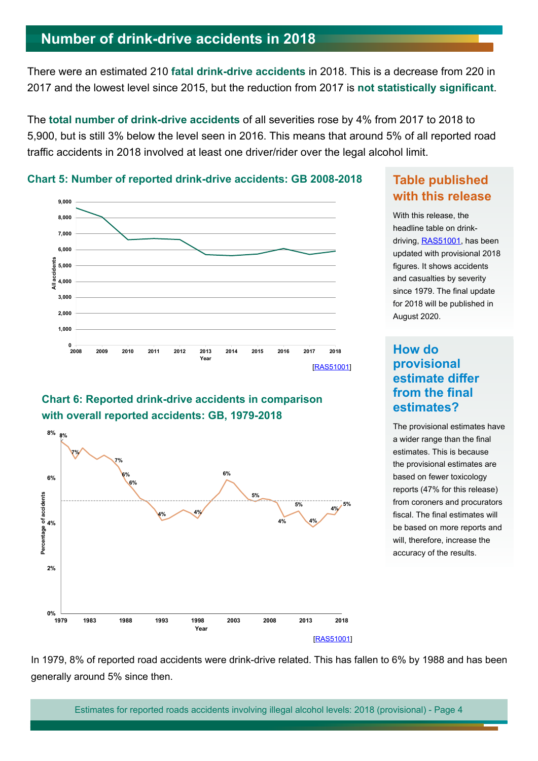# Number of drink-drive accidents in 2018

There were an estimated 210 **fatal drink-drive accidents** in 2018. This is a decrease from 220 in 2017 and the lowest level since 2015, but the reduction from 2017 is **not statistically significant**.

The **total number of drink-drive accidents** of all severities rose by 4% from 2017 to 2018 to 5,900, but is still 3% below the level seen in 2016. This means that around 5% of all reported road traffic accidents in 2018 involved at least one driver/rider over the legal alcohol limit.

**Chart 5: Number of reported drink-drive accidents: GB 2008-2018**

[RAS51001]

**Chart 6: Reported drink-drive accidents in comparison with overall reported accidents: GB, 1979-2018**

[RAS51001]

In 1979, 8% of reported road accidents were drink-drive related. This has fallen to 6% by 1988 and has been generally around 5% since then.

## Table published with this release

With this release, the headline table on drink-driving, RAS51001, has been updated with provisional 2018 figures. It shows accidents and casualties by severity since 1979. The final update for 2018 will be published in August 2020.

## How do provisional estimate differ from the final estimates?

The provisional estimates have a wider range than the final estimates. This is because the provisional estimates are based on fewer toxicology reports (47% for this release) from coroners and procurators fiscal. The final estimates will be based on more reports and will, therefore, increase the accuracy of the results.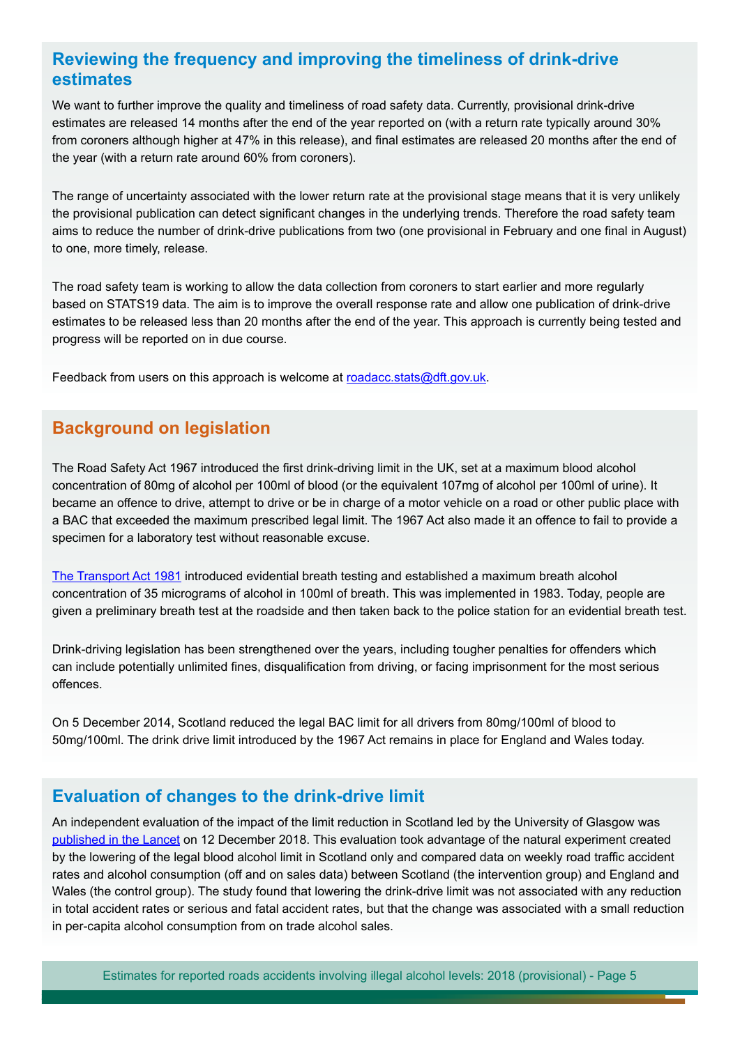## Reviewing the frequency and improving the timeliness of drink-drive estimates

We want to further improve the quality and timeliness of road safety data. Currently, provisional drink-drive estimates are released 14 months after the end of the year reported on (with a return rate typically around 30% from coroners although higher at 47% in this release), and final estimates are released 20 months after the end of the year (with a return rate around 60% from coroners).

The range of uncertainty associated with the lower return rate at the provisional stage means that it is very unlikely the provisional publication can detect significant changes in the underlying trends. Therefore the road safety team aims to reduce the number of drink-drive publications from two (one provisional in February and one final in August) to one, more timely, release.

The road safety team is working to allow the data collection from coroners to start earlier and more regularly based on STATS19 data. The aim is to improve the overall response rate and allow one publication of drink-drive estimates to be released less than 20 months after the end of the year. This approach is currently being tested and progress will be reported on in due course.

Feedback from users on this approach is welcome at [roadacc.stats@dft.gov.uk](mailto:roadacc.stats@dft.gov.uk).

## Background on legislation

The Road Safety Act 1967 introduced the first drink-driving limit in the UK, set at a maximum blood alcohol concentration of 80mg of alcohol per 100ml of blood (or the equivalent 107mg of alcohol per 100ml of urine). It became an offence to drive, attempt to drive or be in charge of a motor vehicle on a road or other public place with a BAC that exceeded the maximum prescribed legal limit. The 1967 Act also made it an offence to fail to provide a specimen for a laboratory test without reasonable excuse.

[The Transport Act 1981]() introduced evidential breath testing and established a maximum breath alcohol concentration of 35 micrograms of alcohol in 100ml of breath. This was implemented in 1983. Today, people are given a preliminary breath test at the roadside and then taken back to the police station for an evidential breath test.

Drink-driving legislation has been strengthened over the years, including tougher penalties for offenders which can include potentially unlimited fines, disqualification from driving, or facing imprisonment for the most serious offences.

On 5 December 2014, Scotland reduced the legal BAC limit for all drivers from 80mg/100ml of blood to 50mg/100ml. The drink drive limit introduced by the 1967 Act remains in place for England and Wales today.

## Evaluation of changes to the drink-drive limit

An independent evaluation of the impact of the limit reduction in Scotland led by the University of Glasgow was [published in the Lancet]() on 12 December 2018. This evaluation took advantage of the natural experiment created by the lowering of the legal blood alcohol limit in Scotland only and compared data on weekly road traffic accident rates and alcohol consumption (off and on sales data) between Scotland (the intervention group) and England and Wales (the control group). The study found that lowering the drink-drive limit was not associated with any reduction in total accident rates or serious and fatal accident rates, but that the change was associated with a small reduction in per-capita alcohol consumption from on trade alcohol sales.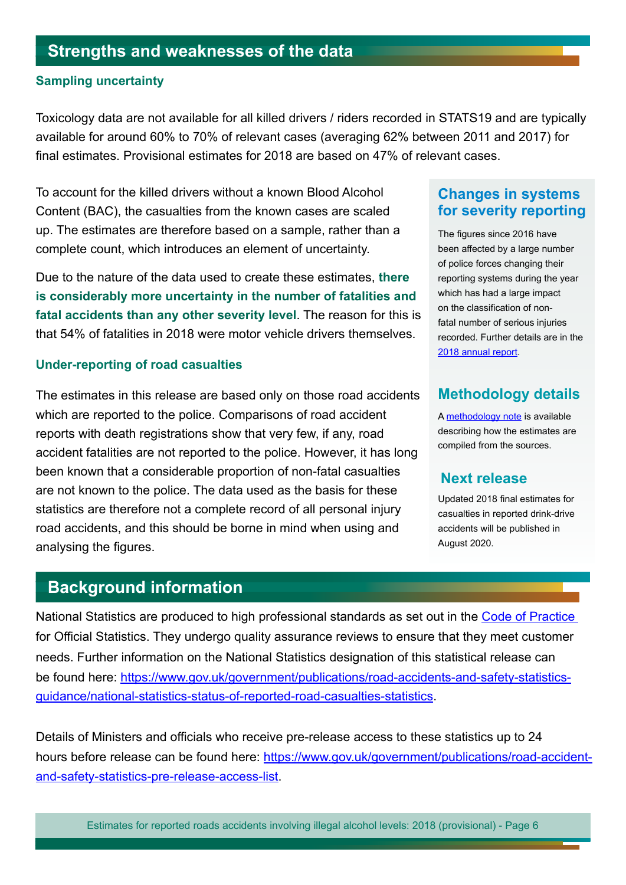## Strengths and weaknesses of the data

### Sampling uncertainty

Toxicology data are not available for all killed drivers / riders recorded in STATS19 and are typically available for around 60% to 70% of relevant cases (averaging 62% between 2011 and 2017) for final estimates. Provisional estimates for 2018 are based on 47% of relevant cases.

To account for the killed drivers without a known Blood Alcohol Content (BAC), the casualties from the known cases are scaled up. The estimates are therefore based on a sample, rather than a complete count, which introduces an element of uncertainty.

Due to the nature of the data used to create these estimates, **there is considerably more uncertainty in the number of fatalities and fatal accidents than any other severity level**. The reason for this is that 54% of fatalities in 2018 were motor vehicle drivers themselves.

### Under-reporting of road casualties

The estimates in this release are based only on those road accidents which are reported to the police. Comparisons of road accident reports with death registrations show that very few, if any, road accident fatalities are not reported to the police. However, it has long been known that a considerable proportion of non-fatal casualties are not known to the police. The data used as the basis for these statistics are therefore not a complete record of all personal injury road accidents, and this should be borne in mind when using and analysing the figures.

### Changes in systems for severity reporting

The figures since 2016 have been affected by a large number of police forces changing their reporting systems during the year which has had a large impact on the classification of non-fatal number of serious injuries recorded. Further details are in the 2018 annual report.

### Methodology details

A methodology note is available describing how the estimates are compiled from the sources.

### Next release

Updated 2018 final estimates for casualties in reported drink-drive accidents will be published in August 2020.

## Background information

National Statistics are produced to high professional standards as set out in the Code of Practice for Official Statistics. They undergo quality assurance reviews to ensure that they meet customer needs. Further information on the National Statistics designation of this statistical release can be found here: https://www.gov.uk/government/publications/road-accidents-and-safety-statistics-guidance/national-statistics-status-of-reported-road-casualties-statistics.

Details of Ministers and officials who receive pre-release access to these statistics up to 24 hours before release can be found here: https://www.gov.uk/government/publications/road-accident-and-safety-statistics-pre-release-access-list.